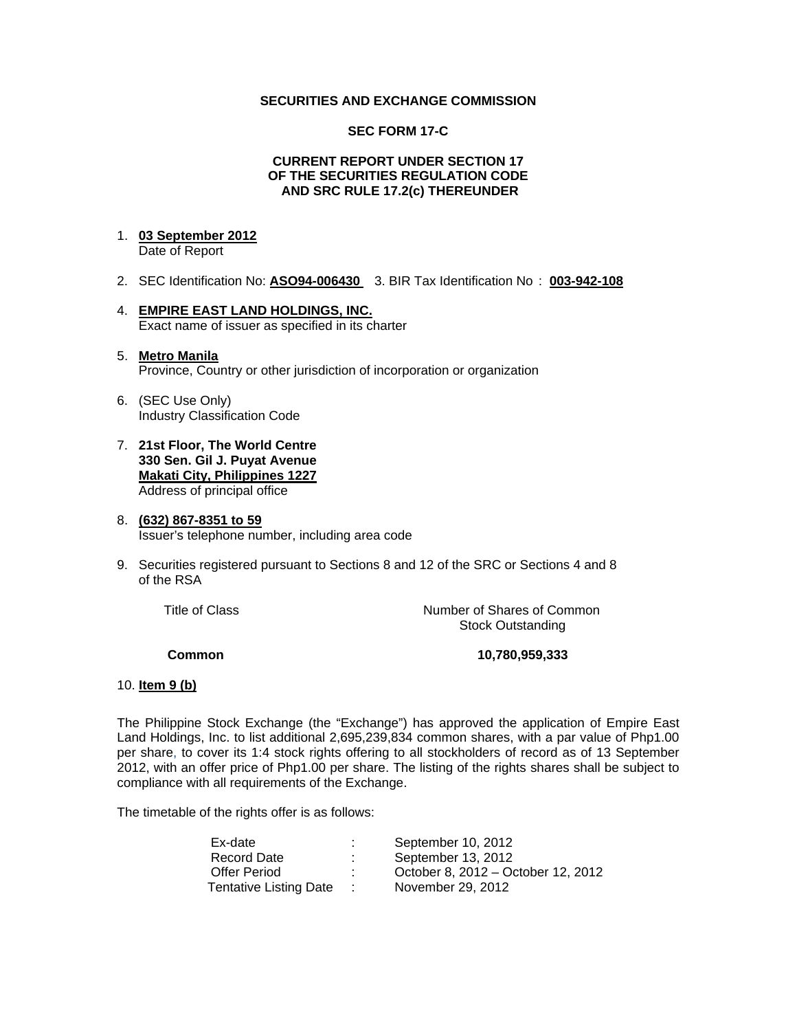**SECURITIES AND EXCHANGE COMMISSION**

**SEC FORM 17-C**

**CURRENT REPORT UNDER SECTION 17 OF THE SECURITIES REGULATION CODE AND SRC RULE 17.2(c) THEREUNDER**

1. **03 September 2012**
   Date of Report

2. SEC Identification No: **ASO94-006430** 3. BIR Tax Identification No : **003-942-108**

4. **EMPIRE EAST LAND HOLDINGS, INC.**
   Exact name of issuer as specified in its charter

5. **Metro Manila**
   Province, Country or other jurisdiction of incorporation or organization

6. (SEC Use Only)
   Industry Classification Code

7. **21st Floor, The World Centre**
   **330 Sen. Gil J. Puyat Avenue**
   **Makati City, Philippines 1227**
   Address of principal office

8. **(632) 867-8351 to 59**
   Issuer's telephone number, including area code

9. Securities registered pursuant to Sections 8 and 12 of the SRC or Sections 4 and 8 of the RSA

| Title of Class | Number of Shares of Common Stock Outstanding |
|---|---|
| **Common** | **10,780,959,333** |

10. **Item 9 (b)**

The Philippine Stock Exchange (the "Exchange") has approved the application of Empire East Land Holdings, Inc. to list additional 2,695,239,834 common shares, with a par value of Php1.00 per share, to cover its 1:4 stock rights offering to all stockholders of record as of 13 September 2012, with an offer price of Php1.00 per share. The listing of the rights shares shall be subject to compliance with all requirements of the Exchange.

The timetable of the rights offer is as follows:

| | | |
|---|---|---|
| Ex-date | : | September 10, 2012 |
| Record Date | : | September 13, 2012 |
| Offer Period | : | October 8, 2012 – October 12, 2012 |
| Tentative Listing Date | : | November 29, 2012 |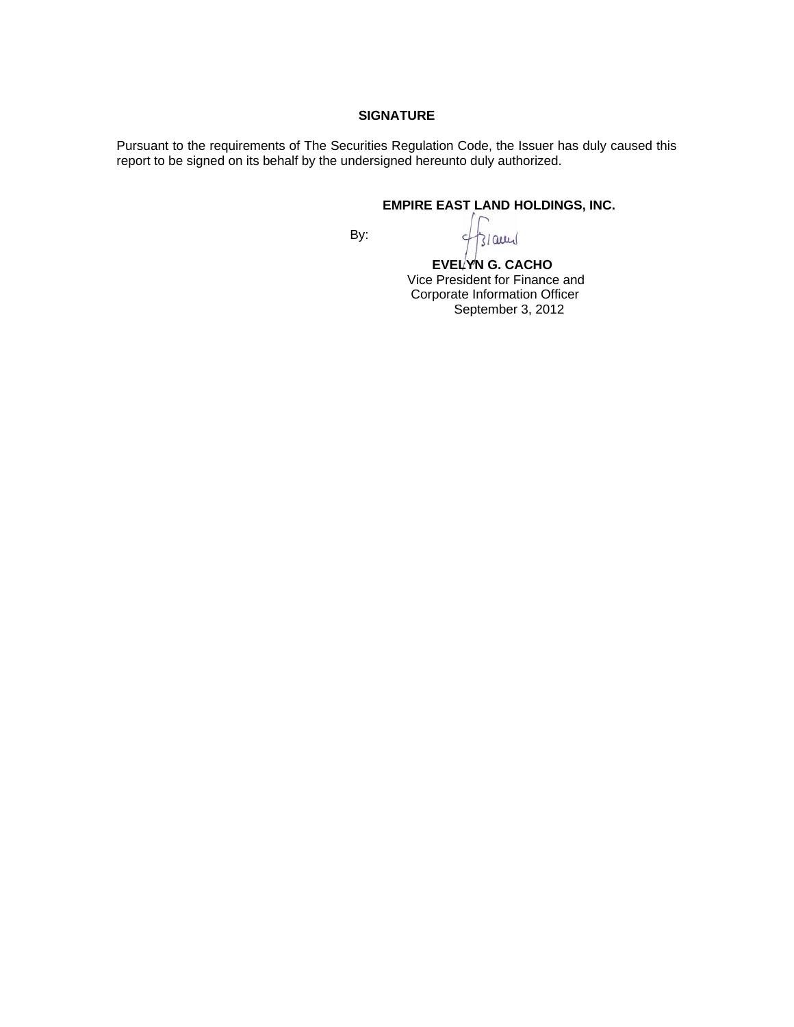**SIGNATURE**

Pursuant to the requirements of The Securities Regulation Code, the Issuer has duly caused this report to be signed on its behalf by the undersigned hereunto duly authorized.

**EMPIRE EAST LAND HOLDINGS, INC.**

By:

**EVELYN G. CACHO**
Vice President for Finance and
Corporate Information Officer
September 3, 2012